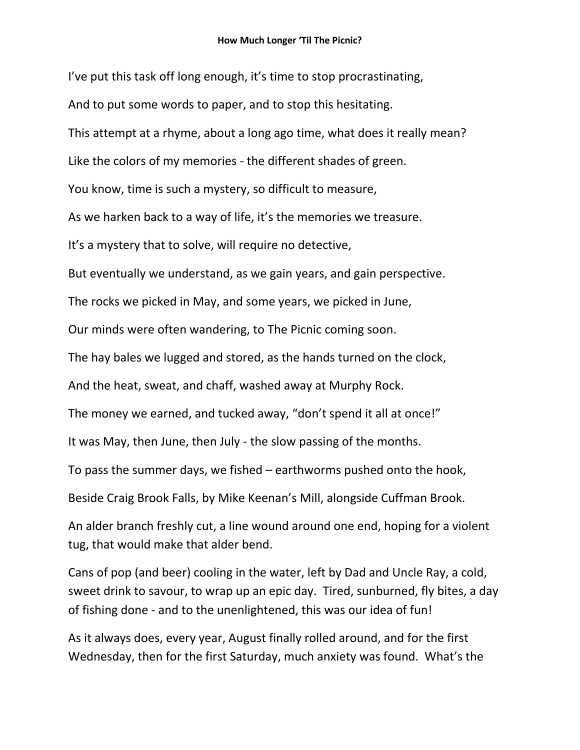**How Much Longer 'Til The Picnic?**

I've put this task off long enough, it's time to stop procrastinating,

And to put some words to paper, and to stop this hesitating.

This attempt at a rhyme, about a long ago time, what does it really mean?

Like the colors of my memories - the different shades of green.

You know, time is such a mystery, so difficult to measure,

As we harken back to a way of life, it's the memories we treasure.

It's a mystery that to solve, will require no detective,

But eventually we understand, as we gain years, and gain perspective.

The rocks we picked in May, and some years, we picked in June,

Our minds were often wandering, to The Picnic coming soon.

The hay bales we lugged and stored, as the hands turned on the clock,

And the heat, sweat, and chaff, washed away at Murphy Rock.

The money we earned, and tucked away, "don't spend it all at once!"

It was May, then June, then July - the slow passing of the months.

To pass the summer days, we fished – earthworms pushed onto the hook,

Beside Craig Brook Falls, by Mike Keenan's Mill, alongside Cuffman Brook.

An alder branch freshly cut, a line wound around one end, hoping for a violent tug, that would make that alder bend.

Cans of pop (and beer) cooling in the water, left by Dad and Uncle Ray, a cold, sweet drink to savour, to wrap up an epic day. Tired, sunburned, fly bites, a day of fishing done - and to the unenlightened, this was our idea of fun!

As it always does, every year, August finally rolled around, and for the first Wednesday, then for the first Saturday, much anxiety was found. What's the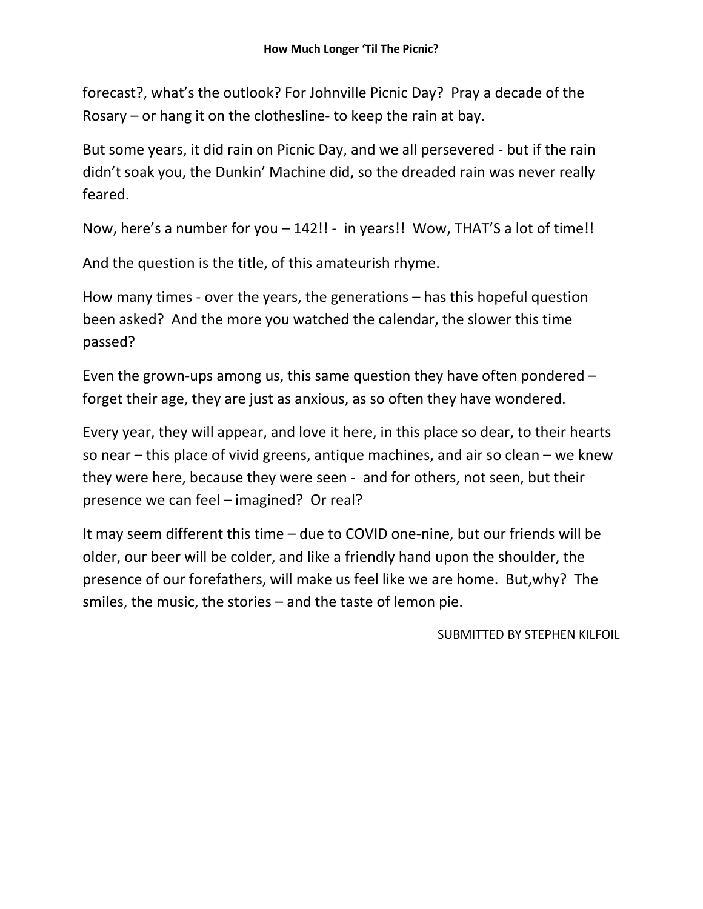forecast?, what's the outlook? For Johnville Picnic Day? Pray a decade of the Rosary – or hang it on the clothesline- to keep the rain at bay.

But some years, it did rain on Picnic Day, and we all persevered - but if the rain didn't soak you, the Dunkin' Machine did, so the dreaded rain was never really feared.

Now, here's a number for you – 142!! - in years!! Wow, THAT'S a lot of time!!

And the question is the title, of this amateurish rhyme.

How many times - over the years, the generations – has this hopeful question been asked? And the more you watched the calendar, the slower this time passed?

Even the grown-ups among us, this same question they have often pondered – forget their age, they are just as anxious, as so often they have wondered.

Every year, they will appear, and love it here, in this place so dear, to their hearts so near – this place of vivid greens, antique machines, and air so clean – we knew they were here, because they were seen - and for others, not seen, but their presence we can feel – imagined? Or real?

It may seem different this time – due to COVID one-nine, but our friends will be older, our beer will be colder, and like a friendly hand upon the shoulder, the presence of our forefathers, will make us feel like we are home. But,why? The smiles, the music, the stories – and the taste of lemon pie.

SUBMITTED BY STEPHEN KILFOIL